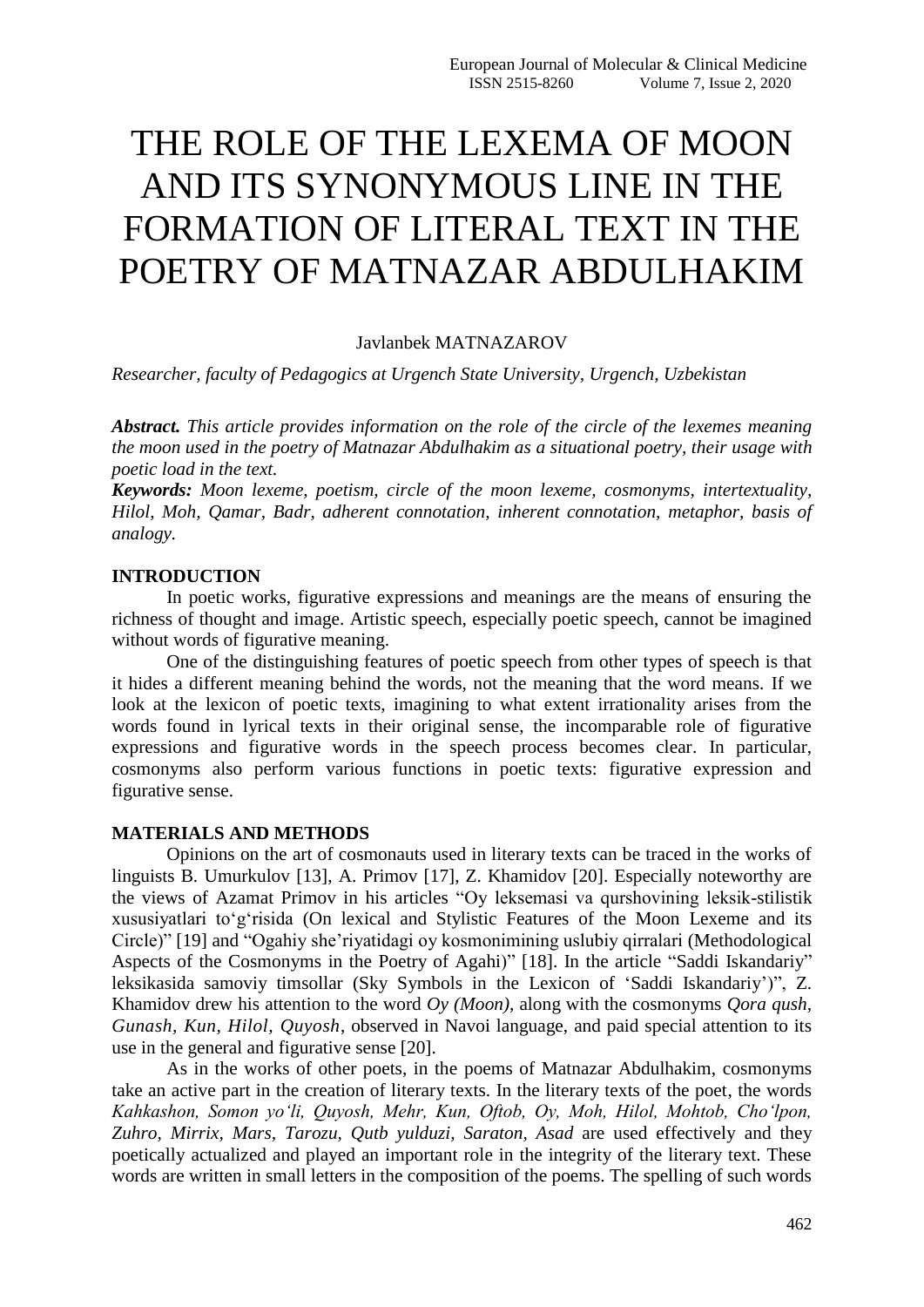# THE ROLE OF THE LEXEMA OF MOON AND ITS SYNONYMOUS LINE IN THE FORMATION OF LITERAL TEXT IN THE POETRY OF MATNAZAR ABDULHAKIM

Javlanbek MATNAZAROV

*Researcher, faculty of Pedagogics at Urgench State University, Urgench, Uzbekistan*

***Abstract.*** *This article provides information on the role of the circle of the lexemes meaning the moon used in the poetry of Matnazar Abdulhakim as a situational poetry, their usage with poetic load in the text.*

***Keywords:*** *Moon lexeme, poetism, circle of the moon lexeme, cosmonyms, intertextuality, Hilol, Moh, Qamar, Badr, adherent connotation, inherent connotation, metaphor, basis of analogy.*

## INTRODUCTION

In poetic works, figurative expressions and meanings are the means of ensuring the richness of thought and image. Artistic speech, especially poetic speech, cannot be imagined without words of figurative meaning.

One of the distinguishing features of poetic speech from other types of speech is that it hides a different meaning behind the words, not the meaning that the word means. If we look at the lexicon of poetic texts, imagining to what extent irrationality arises from the words found in lyrical texts in their original sense, the incomparable role of figurative expressions and figurative words in the speech process becomes clear. In particular, cosmonyms also perform various functions in poetic texts: figurative expression and figurative sense.

## MATERIALS AND METHODS

Opinions on the art of cosmonauts used in literary texts can be traced in the works of linguists B. Umurkulov [13], A. Primov [17], Z. Khamidov [20]. Especially noteworthy are the views of Azamat Primov in his articles "Oy leksemasi va qurshovining leksik-stilistik xususiyatlari to'g'risida (On lexical and Stylistic Features of the Moon Lexeme and its Circle)" [19] and "Ogahiy she'riyatidagi oy kosmonimining uslubiy qirralari (Methodological Aspects of the Cosmonyms in the Poetry of Agahi)" [18]. In the article "Saddi Iskandariy" leksikasida samoviy timsollar (Sky Symbols in the Lexicon of 'Saddi Iskandariy')", Z. Khamidov drew his attention to the word *Oy (Moon)*, along with the cosmonyms *Qora qush*, *Gunash, Kun, Hilol, Quyosh*, observed in Navoi language, and paid special attention to its use in the general and figurative sense [20].

As in the works of other poets, in the poems of Matnazar Abdulhakim, cosmonyms take an active part in the creation of literary texts. In the literary texts of the poet, the words *Kahkashon, Somon yo'li, Quyosh, Mehr, Kun, Oftob, Oy, Moh, Hilol, Mohtob, Cho'lpon, Zuhro, Mirrix, Mars, Tarozu, Qutb yulduzi, Saraton, Asad* are used effectively and they poetically actualized and played an important role in the integrity of the literary text. These words are written in small letters in the composition of the poems. The spelling of such words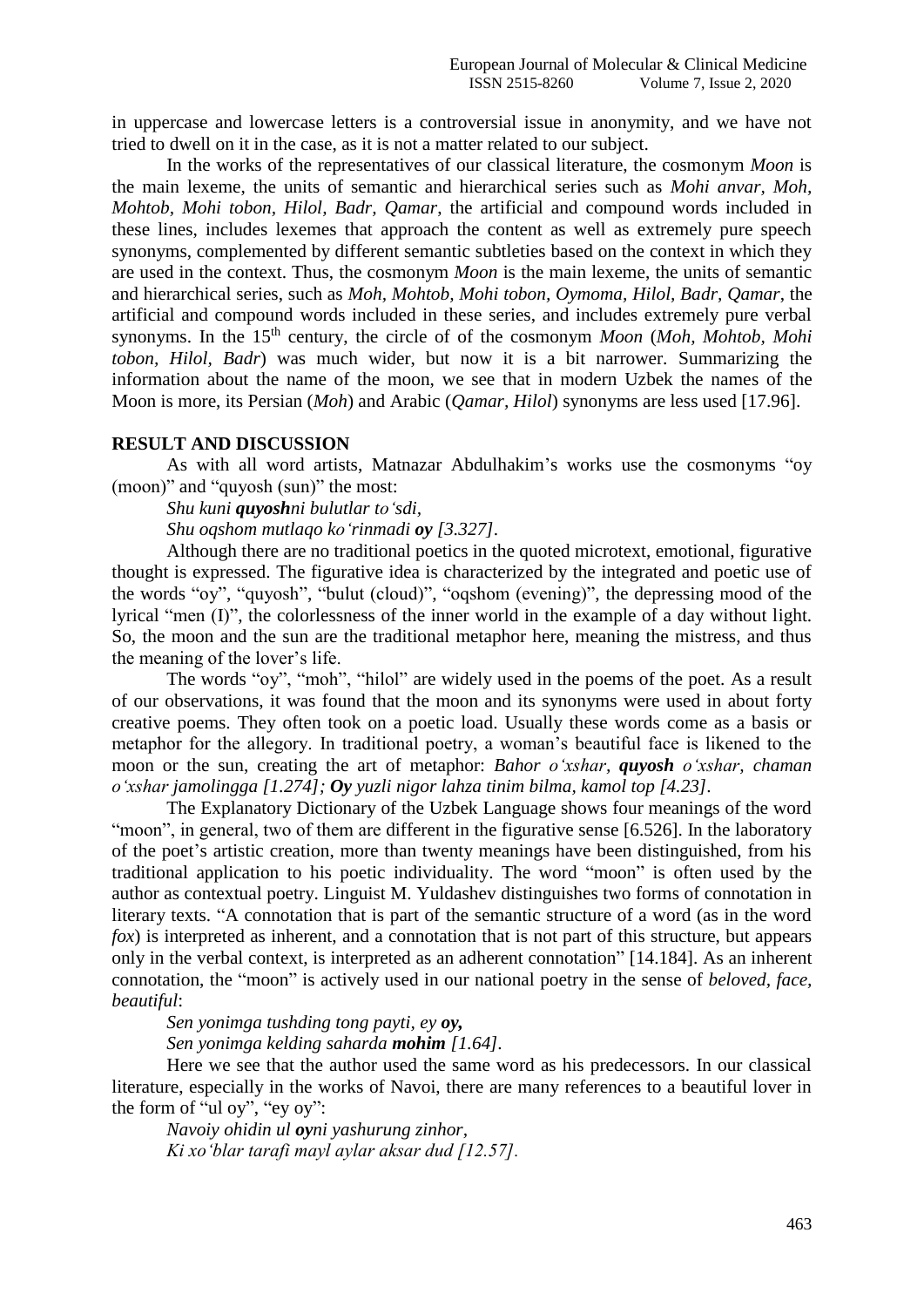in uppercase and lowercase letters is a controversial issue in anonymity, and we have not tried to dwell on it in the case, as it is not a matter related to our subject.

In the works of the representatives of our classical literature, the cosmonym *Moon* is the main lexeme, the units of semantic and hierarchical series such as *Mohi anvar, Moh, Mohtob, Mohi tobon, Hilol, Badr, Qamar*, the artificial and compound words included in these lines, includes lexemes that approach the content as well as extremely pure speech synonyms, complemented by different semantic subtleties based on the context in which they are used in the context. Thus, the cosmonym *Moon* is the main lexeme, the units of semantic and hierarchical series, such as *Moh, Mohtob, Mohi tobon, Oymoma, Hilol, Badr, Qamar*, the artificial and compound words included in these series, and includes extremely pure verbal synonyms. In the 15th century, the circle of of the cosmonym *Moon* (*Moh, Mohtob, Mohi tobon, Hilol, Badr*) was much wider, but now it is a bit narrower. Summarizing the information about the name of the moon, we see that in modern Uzbek the names of the Moon is more, its Persian (*Moh*) and Arabic (*Qamar, Hilol*) synonyms are less used [17.96].

## RESULT AND DISCUSSION

As with all word artists, Matnazar Abdulhakim's works use the cosmonyms "oy (moon)" and "quyosh (sun)" the most:

*Shu kuni **quyosh**ni bulutlar to'sdi,*
*Shu oqshom mutlaqo ko'rinmadi **oy** [3.327].*

Although there are no traditional poetics in the quoted microtext, emotional, figurative thought is expressed. The figurative idea is characterized by the integrated and poetic use of the words "oy", "quyosh", "bulut (cloud)", "oqshom (evening)", the depressing mood of the lyrical "men (I)", the colorlessness of the inner world in the example of a day without light. So, the moon and the sun are the traditional metaphor here, meaning the mistress, and thus the meaning of the lover's life.

The words "oy", "moh", "hilol" are widely used in the poems of the poet. As a result of our observations, it was found that the moon and its synonyms were used in about forty creative poems. They often took on a poetic load. Usually these words come as a basis or metaphor for the allegory. In traditional poetry, a woman's beautiful face is likened to the moon or the sun, creating the art of metaphor: *Bahor o'xshar, **quyosh** o'xshar, chaman o'xshar jamolingga [1.274]; **Oy** yuzli nigor lahza tinim bilma, kamol top [4.23].*

The Explanatory Dictionary of the Uzbek Language shows four meanings of the word "moon", in general, two of them are different in the figurative sense [6.526]. In the laboratory of the poet's artistic creation, more than twenty meanings have been distinguished, from his traditional application to his poetic individuality. The word "moon" is often used by the author as contextual poetry. Linguist M. Yuldashev distinguishes two forms of connotation in literary texts. "A connotation that is part of the semantic structure of a word (as in the word *fox*) is interpreted as inherent, and a connotation that is not part of this structure, but appears only in the verbal context, is interpreted as an adherent connotation" [14.184]. As an inherent connotation, the "moon" is actively used in our national poetry in the sense of *beloved, face, beautiful*:

*Sen yonimga tushding tong payti, ey **oy,***
*Sen yonimga kelding saharda **mohim** [1.64].*

Here we see that the author used the same word as his predecessors. In our classical literature, especially in the works of Navoi, there are many references to a beautiful lover in the form of "ul oy", "ey oy":

*Navoiy ohidin ul **oy**ni yashurung zinhor,*
*Ki xo'blar tarafi mayl aylar aksar dud [12.57].*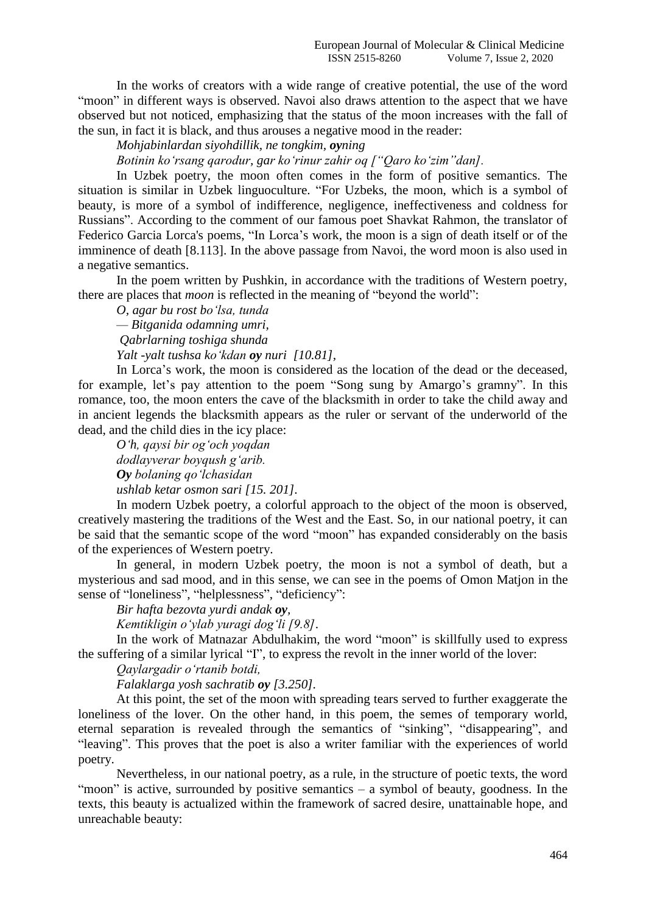In the works of creators with a wide range of creative potential, the use of the word "moon" in different ways is observed. Navoi also draws attention to the aspect that we have observed but not noticed, emphasizing that the status of the moon increases with the fall of the sun, in fact it is black, and thus arouses a negative mood in the reader:

*Mohjabinlardan siyohdillik, ne tongkim, **oy**ning*
*Botinin ko'rsang qarodur, gar ko'rinur zahir oq ["Qaro ko'zim"dan].*

In Uzbek poetry, the moon often comes in the form of positive semantics. The situation is similar in Uzbek linguoculture. "For Uzbeks, the moon, which is a symbol of beauty, is more of a symbol of indifference, negligence, ineffectiveness and coldness for Russians". According to the comment of our famous poet Shavkat Rahmon, the translator of Federico Garcia Lorca's poems, "In Lorca's work, the moon is a sign of death itself or of the imminence of death [8.113]. In the above passage from Navoi, the word moon is also used in a negative semantics.

In the poem written by Pushkin, in accordance with the traditions of Western poetry, there are places that *moon* is reflected in the meaning of "beyond the world":

*O, agar bu rost bo'lsa, tunda*
*— Bitganida odamning umri,*
*Qabrlarning toshiga shunda*
*Yalt -yalt tushsa ko'kdan **oy** nuri [10.81],*

In Lorca's work, the moon is considered as the location of the dead or the deceased, for example, let's pay attention to the poem "Song sung by Amargo's gramny". In this romance, too, the moon enters the cave of the blacksmith in order to take the child away and in ancient legends the blacksmith appears as the ruler or servant of the underworld of the dead, and the child dies in the icy place:

*O'h, qaysi bir og'och yoqdan*
*dodlayverar boyqush g'arib.*
***Oy** bolaning qo'lchasidan*
*ushlab ketar osmon sari [15. 201].*

In modern Uzbek poetry, a colorful approach to the object of the moon is observed, creatively mastering the traditions of the West and the East. So, in our national poetry, it can be said that the semantic scope of the word "moon" has expanded considerably on the basis of the experiences of Western poetry.

In general, in modern Uzbek poetry, the moon is not a symbol of death, but a mysterious and sad mood, and in this sense, we can see in the poems of Omon Matjon in the sense of "loneliness", "helplessness", "deficiency":

*Bir hafta bezovta yurdi andak **oy**,*
*Kemtikligin o'ylab yuragi dog'li [9.8].*

In the work of Matnazar Abdulhakim, the word "moon" is skillfully used to express the suffering of a similar lyrical "I", to express the revolt in the inner world of the lover:

*Qaylargadir o'rtanib botdi,*
*Falaklarga yosh sachratib **oy** [3.250].*

At this point, the set of the moon with spreading tears served to further exaggerate the loneliness of the lover. On the other hand, in this poem, the semes of temporary world, eternal separation is revealed through the semantics of "sinking", "disappearing", and "leaving". This proves that the poet is also a writer familiar with the experiences of world poetry.

Nevertheless, in our national poetry, as a rule, in the structure of poetic texts, the word "moon" is active, surrounded by positive semantics – a symbol of beauty, goodness. In the texts, this beauty is actualized within the framework of sacred desire, unattainable hope, and unreachable beauty: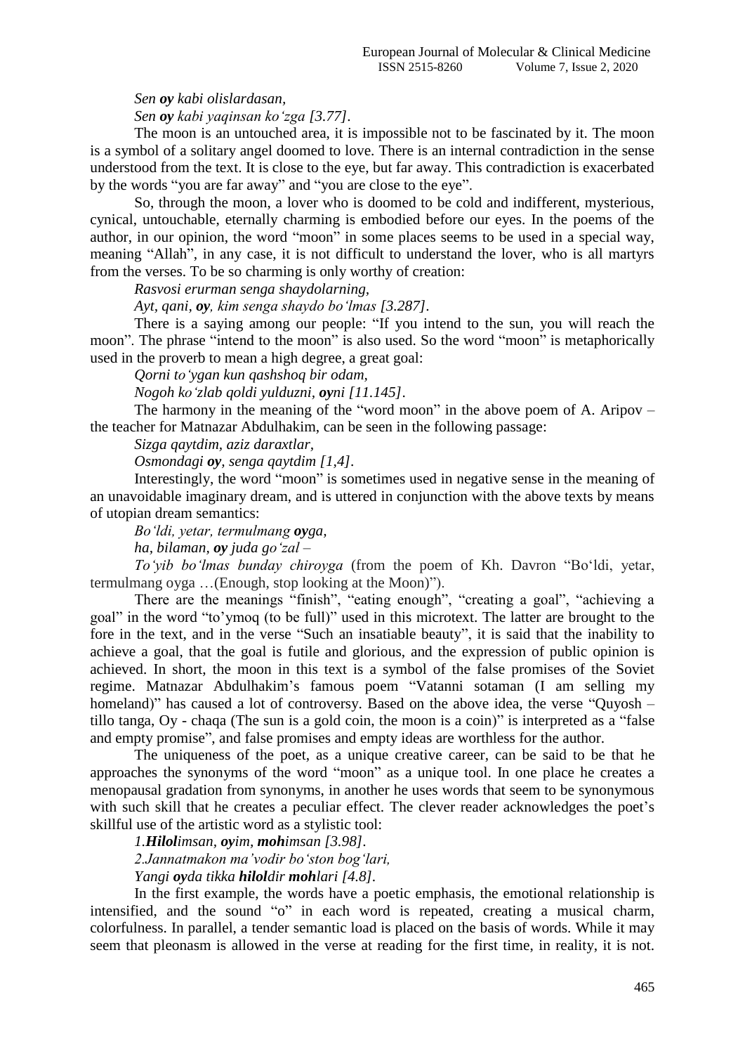*Sen **oy** kabi olislardasan,*

*Sen **oy** kabi yaqinsan koʻzga [3.77].*

The moon is an untouched area, it is impossible not to be fascinated by it. The moon is a symbol of a solitary angel doomed to love. There is an internal contradiction in the sense understood from the text. It is close to the eye, but far away. This contradiction is exacerbated by the words "you are far away" and "you are close to the eye".

So, through the moon, a lover who is doomed to be cold and indifferent, mysterious, cynical, untouchable, eternally charming is embodied before our eyes. In the poems of the author, in our opinion, the word "moon" in some places seems to be used in a special way, meaning "Allah", in any case, it is not difficult to understand the lover, who is all martyrs from the verses. To be so charming is only worthy of creation:

*Rasvosi erurman senga shaydolarning,*

*Ayt, qani, **oy**, kim senga shaydo boʻlmas [3.287].*

There is a saying among our people: "If you intend to the sun, you will reach the moon". The phrase "intend to the moon" is also used. So the word "moon" is metaphorically used in the proverb to mean a high degree, a great goal:

*Qorni toʻygan kun qashshoq bir odam,*

*Nogoh koʻzlab qoldi yulduzni, **oy**ni [11.145].*

The harmony in the meaning of the "word moon" in the above poem of A. Aripov – the teacher for Matnazar Abdulhakim, can be seen in the following passage:

*Sizga qaytdim, aziz daraxtlar,*

*Osmondagi **oy**, senga qaytdim [1,4].*

Interestingly, the word "moon" is sometimes used in negative sense in the meaning of an unavoidable imaginary dream, and is uttered in conjunction with the above texts by means of utopian dream semantics:

*Boʻldi, yetar, termulmang **oy**ga,*

*ha, bilaman, **oy** juda goʻzal –*

*Toʻyib boʻlmas bunday chiroyga* (from the poem of Kh. Davron "Boʻldi, yetar, termulmang oyga …(Enough, stop looking at the Moon)").

There are the meanings "finish", "eating enough", "creating a goal", "achieving a goal" in the word "to'ymoq (to be full)" used in this microtext. The latter are brought to the fore in the text, and in the verse "Such an insatiable beauty", it is said that the inability to achieve a goal, that the goal is futile and glorious, and the expression of public opinion is achieved. In short, the moon in this text is a symbol of the false promises of the Soviet regime. Matnazar Abdulhakim's famous poem "Vatanni sotaman (I am selling my homeland)" has caused a lot of controversy. Based on the above idea, the verse "Quyosh – tillo tanga, Oy - chaqa (The sun is a gold coin, the moon is a coin)" is interpreted as a "false and empty promise", and false promises and empty ideas are worthless for the author.

The uniqueness of the poet, as a unique creative career, can be said to be that he approaches the synonyms of the word "moon" as a unique tool. In one place he creates a menopausal gradation from synonyms, in another he uses words that seem to be synonymous with such skill that he creates a peculiar effect. The clever reader acknowledges the poet's skillful use of the artistic word as a stylistic tool:

*1.**Hilol**imsan, **oy**im, **moh**imsan [3.98].*

*2.Jannatmakon ma'vodir boʻston bogʻlari,*

*Yangi **oy**da tikka **hilol**dir **moh**lari [4.8].*

In the first example, the words have a poetic emphasis, the emotional relationship is intensified, and the sound "o" in each word is repeated, creating a musical charm, colorfulness. In parallel, a tender semantic load is placed on the basis of words. While it may seem that pleonasm is allowed in the verse at reading for the first time, in reality, it is not.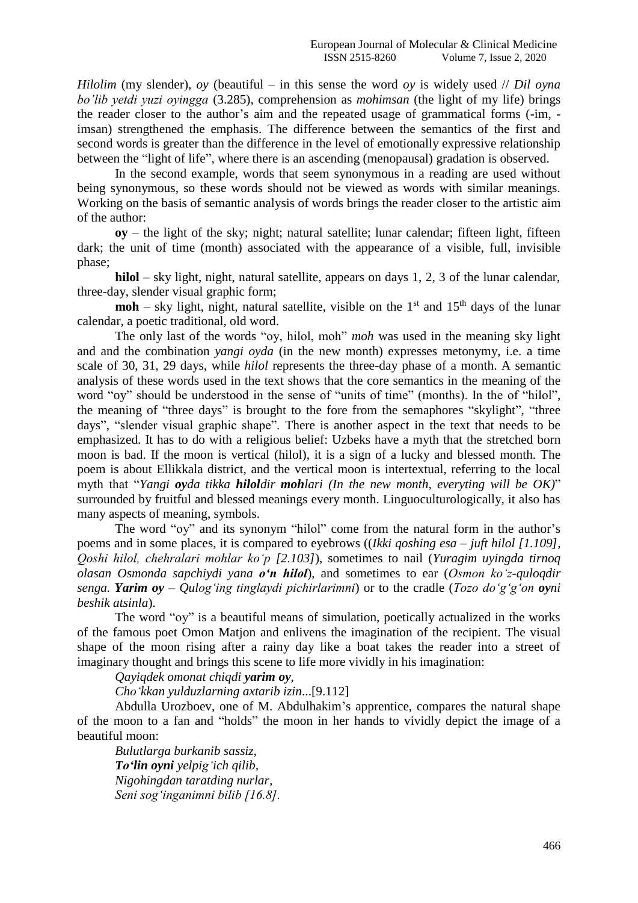*Hilolim* (my slender), *oy* (beautiful – in this sense the word *oy* is widely used // *Dil oyna bo'lib yetdi yuzi oyingga* (3.285), comprehension as *mohimsan* (the light of my life) brings the reader closer to the author's aim and the repeated usage of grammatical forms (-im, -imsan) strengthened the emphasis. The difference between the semantics of the first and second words is greater than the difference in the level of emotionally expressive relationship between the "light of life", where there is an ascending (menopausal) gradation is observed.

In the second example, words that seem synonymous in a reading are used without being synonymous, so these words should not be viewed as words with similar meanings. Working on the basis of semantic analysis of words brings the reader closer to the artistic aim of the author:

**oy** – the light of the sky; night; natural satellite; lunar calendar; fifteen light, fifteen dark; the unit of time (month) associated with the appearance of a visible, full, invisible phase;

**hilol** – sky light, night, natural satellite, appears on days 1, 2, 3 of the lunar calendar, three-day, slender visual graphic form;

**moh** – sky light, night, natural satellite, visible on the 1st and 15th days of the lunar calendar, a poetic traditional, old word.

The only last of the words "oy, hilol, moh" *moh* was used in the meaning sky light and and the combination *yangi oyda* (in the new month) expresses metonymy, i.e. a time scale of 30, 31, 29 days, while *hilol* represents the three-day phase of a month. A semantic analysis of these words used in the text shows that the core semantics in the meaning of the word "oy" should be understood in the sense of "units of time" (months). In the of "hilol", the meaning of "three days" is brought to the fore from the semaphores "skylight", "three days", "slender visual graphic shape". There is another aspect in the text that needs to be emphasized. It has to do with a religious belief: Uzbeks have a myth that the stretched born moon is bad. If the moon is vertical (hilol), it is a sign of a lucky and blessed month. The poem is about Ellikkala district, and the vertical moon is intertextual, referring to the local myth that "*Yangi **oy**da tikka **hilol**dir **moh**lari (In the new month, everyting will be OK)*" surrounded by fruitful and blessed meanings every month. Linguoculturologically, it also has many aspects of meaning, symbols.

The word "oy" and its synonym "hilol" come from the natural form in the author's poems and in some places, it is compared to eyebrows ((*Ikki qoshing esa – juft hilol [1.109], Qoshi hilol, chehralari mohlar ko'p [2.103]*), sometimes to nail (*Yuragim uyingda tirnoq olasan Osmonda sapchiydi yana **o'n hilol***), and sometimes to ear (*Osmon ko'z-quloqdir senga. **Yarim oy** – Qulog'ing tinglaydi pichirlarimni*) or to the cradle (*Tozo do'g'g'on **oy**ni beshik atsinla*).

The word "oy" is a beautiful means of simulation, poetically actualized in the works of the famous poet Omon Matjon and enlivens the imagination of the recipient. The visual shape of the moon rising after a rainy day like a boat takes the reader into a street of imaginary thought and brings this scene to life more vividly in his imagination:

*Qayiqdek omonat chiqdi **yarim oy**,*
*Cho'kkan yulduzlarning axtarib izin*...[9.112]

Abdulla Urozboev, one of M. Abdulhakim's apprentice, compares the natural shape of the moon to a fan and "holds" the moon in her hands to vividly depict the image of a beautiful moon:

*Bulutlarga burkanib sassiz,*
***To'lin oyni** yelpig'ich qilib,*
*Nigohingdan taratding nurlar,*
*Seni sog'inganimni bilib [16.8].*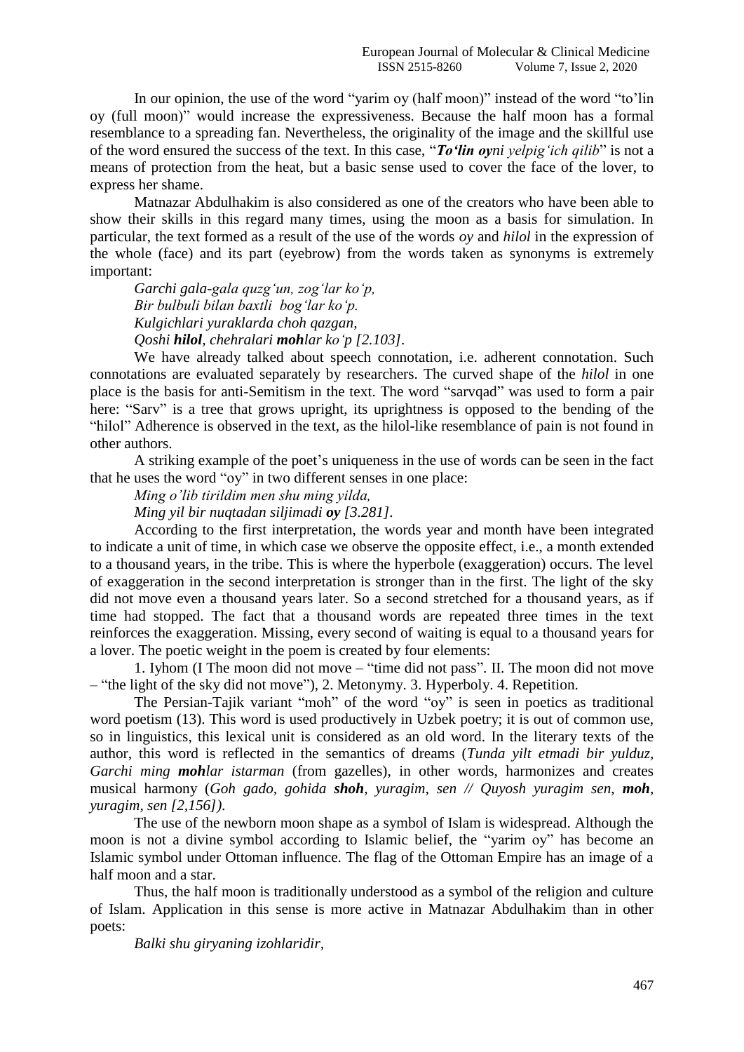In our opinion, the use of the word "yarim oy (half moon)" instead of the word "to'lin oy (full moon)" would increase the expressiveness. Because the half moon has a formal resemblance to a spreading fan. Nevertheless, the originality of the image and the skillful use of the word ensured the success of the text. In this case, "***To'lin oy**ni yelpig'ich qilib*" is not a means of protection from the heat, but a basic sense used to cover the face of the lover, to express her shame.

Matnazar Abdulhakim is also considered as one of the creators who have been able to show their skills in this regard many times, using the moon as a basis for simulation. In particular, the text formed as a result of the use of the words *oy* and *hilol* in the expression of the whole (face) and its part (eyebrow) from the words taken as synonyms is extremely important:

*Garchi gala-gala quzg'un, zog'lar ko'p,*
*Bir bulbuli bilan baxtli bog'lar ko'p.*
*Kulgichlari yuraklarda choh qazgan,*
*Qoshi **hilol**, chehralari **moh**lar ko'p [2.103].*

We have already talked about speech connotation, i.e. adherent connotation. Such connotations are evaluated separately by researchers. The curved shape of the *hilol* in one place is the basis for anti-Semitism in the text. The word "sarvqad" was used to form a pair here: "Sarv" is a tree that grows upright, its uprightness is opposed to the bending of the "hilol" Adherence is observed in the text, as the hilol-like resemblance of pain is not found in other authors.

A striking example of the poet's uniqueness in the use of words can be seen in the fact that he uses the word "oy" in two different senses in one place:

*Ming o'lib tirildim men shu ming yilda,*
*Ming yil bir nuqtadan siljimadi **oy** [3.281].*

According to the first interpretation, the words year and month have been integrated to indicate a unit of time, in which case we observe the opposite effect, i.e., a month extended to a thousand years, in the tribe. This is where the hyperbole (exaggeration) occurs. The level of exaggeration in the second interpretation is stronger than in the first. The light of the sky did not move even a thousand years later. So a second stretched for a thousand years, as if time had stopped. The fact that a thousand words are repeated three times in the text reinforces the exaggeration. Missing, every second of waiting is equal to a thousand years for a lover. The poetic weight in the poem is created by four elements:

1. Iyhom (I The moon did not move – "time did not pass". II. The moon did not move – "the light of the sky did not move"), 2. Metonymy. 3. Hyperboly. 4. Repetition.

The Persian-Tajik variant "moh" of the word "oy" is seen in poetics as traditional word poetism (13). This word is used productively in Uzbek poetry; it is out of common use, so in linguistics, this lexical unit is considered as an old word. In the literary texts of the author, this word is reflected in the semantics of dreams (*Tunda yilt etmadi bir yulduz, Garchi ming **moh**lar istarman* (from gazelles), in other words, harmonizes and creates musical harmony (*Goh gado, gohida **shoh**, yuragim, sen // Quyosh yuragim sen, **moh**, yuragim, sen [2,156]*).

The use of the newborn moon shape as a symbol of Islam is widespread. Although the moon is not a divine symbol according to Islamic belief, the "yarim oy" has become an Islamic symbol under Ottoman influence. The flag of the Ottoman Empire has an image of a half moon and a star.

Thus, the half moon is traditionally understood as a symbol of the religion and culture of Islam. Application in this sense is more active in Matnazar Abdulhakim than in other poets:

*Balki shu giryaning izohlaridir,*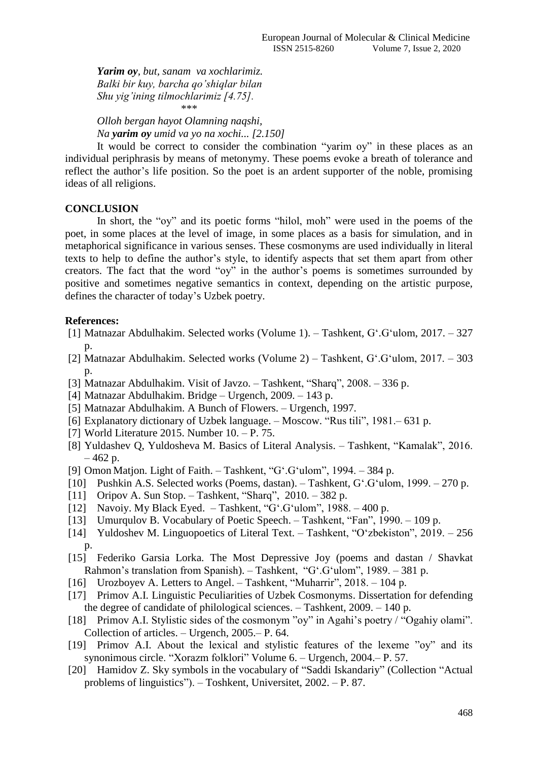*__Yarim oy__, but, sanam va xochlarimiz.*
*Balki bir kuy, barcha qo'shiqlar bilan*
*Shu yig'ining tilmochlarimiz [4.75].*

\*\*\*

*Olloh bergan hayot Olamning naqshi,*
*Na __yarim oy__ umid va yo na xochi... [2.150]*

It would be correct to consider the combination "yarim oy" in these places as an individual periphrasis by means of metonymy. These poems evoke a breath of tolerance and reflect the author's life position. So the poet is an ardent supporter of the noble, promising ideas of all religions.

## CONCLUSION

In short, the "oy" and its poetic forms "hilol, moh" were used in the poems of the poet, in some places at the level of image, in some places as a basis for simulation, and in metaphorical significance in various senses. These cosmonyms are used individually in literal texts to help to define the author's style, to identify aspects that set them apart from other creators. The fact that the word "oy" in the author's poems is sometimes surrounded by positive and sometimes negative semantics in context, depending on the artistic purpose, defines the character of today's Uzbek poetry.

**References:**

[1] Matnazar Abdulhakim. Selected works (Volume 1). – Tashkent, G'.G'ulom, 2017. – 327 p.
[2] Matnazar Abdulhakim. Selected works (Volume 2) – Tashkent, G'.G'ulom, 2017. – 303 p.
[3] Matnazar Abdulhakim. Visit of Javzo. – Tashkent, "Sharq", 2008. – 336 p.
[4] Matnazar Abdulhakim. Bridge – Urgench, 2009. – 143 p.
[5] Matnazar Abdulhakim. A Bunch of Flowers. – Urgench, 1997.
[6] Explanatory dictionary of Uzbek language. – Moscow. "Rus tili", 1981.– 631 p.
[7] World Literature 2015. Number 10. – P. 75.
[8] Yuldashev Q, Yuldosheva M. Basics of Literal Analysis. – Tashkent, "Kamalak", 2016. – 462 p.
[9] Omon Matjon. Light of Faith. – Tashkent, "G'.G'ulom", 1994. – 384 p.
[10] Pushkin A.S. Selected works (Poems, dastan). – Tashkent, G'.G'ulom, 1999. – 270 p.
[11] Oripov A. Sun Stop. – Tashkent, "Sharq", 2010. – 382 p.
[12] Navoiy. My Black Eyed. – Tashkent, "G'.G'ulom", 1988. – 400 p.
[13] Umurqulov B. Vocabulary of Poetic Speech. – Tashkent, "Fan", 1990. – 109 p.
[14] Yuldoshev M. Linguopoetics of Literal Text. – Tashkent, "O'zbekiston", 2019. – 256 p.
[15] Federiko Garsia Lorka. The Most Depressive Joy (poems and dastan / Shavkat Rahmon's translation from Spanish). – Tashkent, "G'.G'ulom", 1989. – 381 p.
[16] Urozboyev A. Letters to Angel. – Tashkent, "Muharrir", 2018. – 104 p.
[17] Primov A.I. Linguistic Peculiarities of Uzbek Cosmonyms. Dissertation for defending the degree of candidate of philological sciences. – Tashkent, 2009. – 140 p.
[18] Primov A.I. Stylistic sides of the cosmonym "oy" in Agahi's poetry / "Ogahiy olami". Collection of articles. – Urgench, 2005.– P. 64.
[19] Primov A.I. About the lexical and stylistic features of the lexeme "oy" and its synonimous circle. "Xorazm folklori" Volume 6. – Urgench, 2004.– P. 57.
[20] Hamidov Z. Sky symbols in the vocabulary of "Saddi Iskandariy" (Collection "Actual problems of linguistics"). – Toshkent, Universitet, 2002. – P. 87.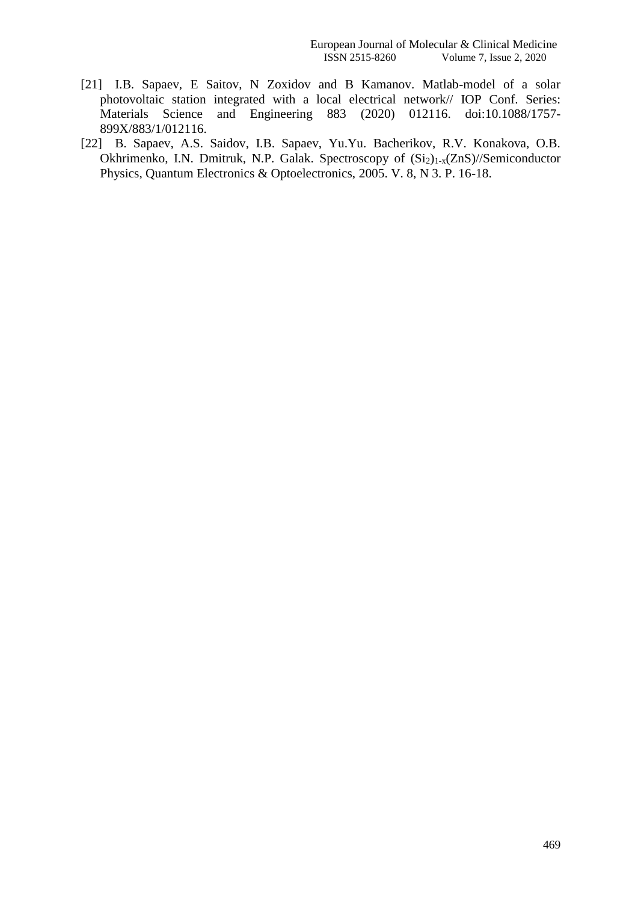[21] I.B. Sapaev, E Saitov, N Zoxidov and B Kamanov. Matlab-model of a solar photovoltaic station integrated with a local electrical network// IOP Conf. Series: Materials Science and Engineering 883 (2020) 012116. doi:10.1088/1757-899X/883/1/012116.

[22] B. Sapaev, A.S. Saidov, I.B. Sapaev, Yu.Yu. Bacherikov, R.V. Konakova, O.B. Okhrimenko, I.N. Dmitruk, N.P. Galak. Spectroscopy of $(Si_2)_{1-x}(ZnS)$//Semiconductor Physics, Quantum Electronics & Optoelectronics, 2005. V. 8, N 3. P. 16-18.